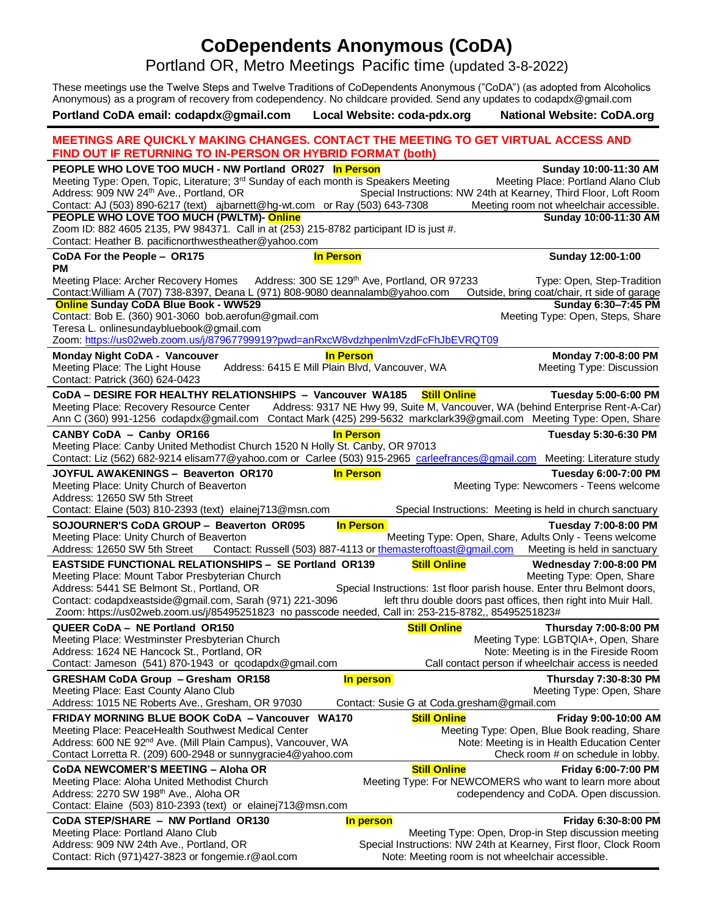# CoDependents Anonymous (CoDA)

## Portland OR, Metro Meetings Pacific time (updated 3-8-2022)

These meetings use the Twelve Steps and Twelve Traditions of CoDependents Anonymous ("CoDA") (as adopted from Alcoholics Anonymous) as a program of recovery from codependency. No childcare provided. Send any updates to codapdx@gmail.com

**Portland CoDA email: codapdx@gmail.com** **Local Website: coda-pdx.org** **National Website: CoDA.org**

---

**MEETINGS ARE QUICKLY MAKING CHANGES. CONTACT THE MEETING TO GET VIRTUAL ACCESS AND FIND OUT IF RETURNING TO IN-PERSON OR HYBRID FORMAT (both)**

---

**PEOPLE WHO LOVE TOO MUCH - NW Portland OR027** **In Person** — **Sunday 10:00-11:30 AM**
Meeting Type: Open, Topic, Literature; 3rd Sunday of each month is Speakers Meeting
Meeting Place: Portland Alano Club
Address: 909 NW 24th Ave., Portland, OR
Special Instructions: NW 24th at Kearney, Third Floor, Loft Room
Contact: AJ (503) 890-6217 (text) ajbarnett@hg-wt.com or Ray (503) 643-7308
Meeting room not wheelchair accessible.

**PEOPLE WHO LOVE TOO MUCH (PWLTM)- Online** — **Sunday 10:00-11:30 AM**
Zoom ID: 882 4605 2135, PW 984371. Call in at (253) 215-8782 participant ID is just #.
Contact: Heather B. pacificnorthwestheather@yahoo.com

---

**CoDA For the People – OR175** **In Person** — **Sunday 12:00-1:00 PM**
Meeting Place: Archer Recovery Homes Address: 300 SE 129th Ave, Portland, OR 97233
Type: Open, Step-Tradition
Contact: William A (707) 738-8397, Deana L (971) 808-9080 deannalamb@yahoo.com
Outside, bring coat/chair, rt side of garage

**Online Sunday CoDA Blue Book - WW529** — **Sunday 6:30–7:45 PM**
Contact: Bob E. (360) 901-3060 bob.aerofun@gmail.com
Meeting Type: Open, Steps, Share
Teresa L. onlinesundaybluebook@gmail.com
Zoom: https://us02web.zoom.us/j/87967799919?pwd=anRxcW8vdzhpenlmVzdFcFhJbEVRQT09

---

**Monday Night CoDA - Vancouver** **In Person** — **Monday 7:00-8:00 PM**
Meeting Place: The Light House Address: 6415 E Mill Plain Blvd, Vancouver, WA
Meeting Type: Discussion
Contact: Patrick (360) 624-0423

---

**CoDA – DESIRE FOR HEALTHY RELATIONSHIPS – Vancouver WA185** **Still Online** — **Tuesday 5:00-6:00 PM**
Meeting Place: Recovery Resource Center Address: 9317 NE Hwy 99, Suite M, Vancouver, WA (behind Enterprise Rent-A-Car)
Ann C (360) 991-1256 codapdx@gmail.com Contact Mark (425) 299-5632 markclark39@gmail.com Meeting Type: Open, Share

---

**CANBY CoDA – Canby OR166** **In Person** — **Tuesday 5:30-6:30 PM**
Meeting Place: Canby United Methodist Church 1520 N Holly St. Canby, OR 97013
Contact: Liz (562) 682-9214 elisam77@yahoo.com or Carlee (503) 915-2965 carleefrances@gmail.com Meeting: Literature study

---

**JOYFUL AWAKENINGS – Beaverton OR170** **In Person** — **Tuesday 6:00-7:00 PM**
Meeting Place: Unity Church of Beaverton
Meeting Type: Newcomers - Teens welcome
Address: 12650 SW 5th Street
Contact: Elaine (503) 810-2393 (text) elainej713@msn.com
Special Instructions: Meeting is held in church sanctuary

---

**SOJOURNER'S CoDA GROUP – Beaverton OR095** **In Person** — **Tuesday 7:00-8:00 PM**
Meeting Place: Unity Church of Beaverton
Meeting Type: Open, Share, Adults Only - Teens welcome
Address: 12650 SW 5th Street Contact: Russell (503) 887-4113 or themasteroftoast@gmail.com
Meeting is held in sanctuary

---

**EASTSIDE FUNCTIONAL RELATIONSHIPS – SE Portland OR139** **Still Online** — **Wednesday 7:00-8:00 PM**
Meeting Place: Mount Tabor Presbyterian Church
Meeting Type: Open, Share
Address: 5441 SE Belmont St., Portland, OR
Special Instructions: 1st floor parish house. Enter thru Belmont doors, left thru double doors past offices, then right into Muir Hall.
Contact: codapdxeastside@gmail.com, Sarah (971) 221-3096
Zoom: https://us02web.zoom.us/j/85495251823 no passcode needed, Call in: 253-215-8782,, 85495251823#

---

**QUEER CoDA – NE Portland OR150** **Still Online** — **Thursday 7:00-8:00 PM**
Meeting Place: Westminster Presbyterian Church
Meeting Type: LGBTQIA+, Open, Share
Address: 1624 NE Hancock St., Portland, OR
Note: Meeting is in the Fireside Room
Contact: Jameson (541) 870-1943 or qcodapdx@gmail.com
Call contact person if wheelchair access is needed

---

**GRESHAM CoDA Group – Gresham OR158** **In person** — **Thursday 7:30-8:30 PM**
Meeting Place: East County Alano Club
Meeting Type: Open, Share
Address: 1015 NE Roberts Ave., Gresham, OR 97030
Contact: Susie G at Coda.gresham@gmail.com

---

**FRIDAY MORNING BLUE BOOK CoDA – Vancouver WA170** **Still Online** — **Friday 9:00-10:00 AM**
Meeting Place: PeaceHealth Southwest Medical Center
Meeting Type: Open, Blue Book reading, Share
Address: 600 NE 92nd Ave. (Mill Plain Campus), Vancouver, WA
Note: Meeting is in Health Education Center
Contact Lorretta R. (209) 600-2948 or sunnygracie4@yahoo.com
Check room # on schedule in lobby.

---

**CoDA NEWCOMER'S MEETING – Aloha OR** **Still Online** — **Friday 6:00-7:00 PM**
Meeting Place: Aloha United Methodist Church
Meeting Type: For NEWCOMERS who want to learn more about codependency and CoDA. Open discussion.
Address: 2270 SW 198th Ave., Aloha OR
Contact: Elaine (503) 810-2393 (text) or elainej713@msn.com

---

**CoDA STEP/SHARE – NW Portland OR130** **In person** — **Friday 6:30-8:00 PM**
Meeting Place: Portland Alano Club
Meeting Type: Open, Drop-in Step discussion meeting
Address: 909 NW 24th Ave., Portland, OR
Special Instructions: NW 24th at Kearney, First floor, Clock Room
Contact: Rich (971)427-3823 or fongemie.r@aol.com
Note: Meeting room is not wheelchair accessible.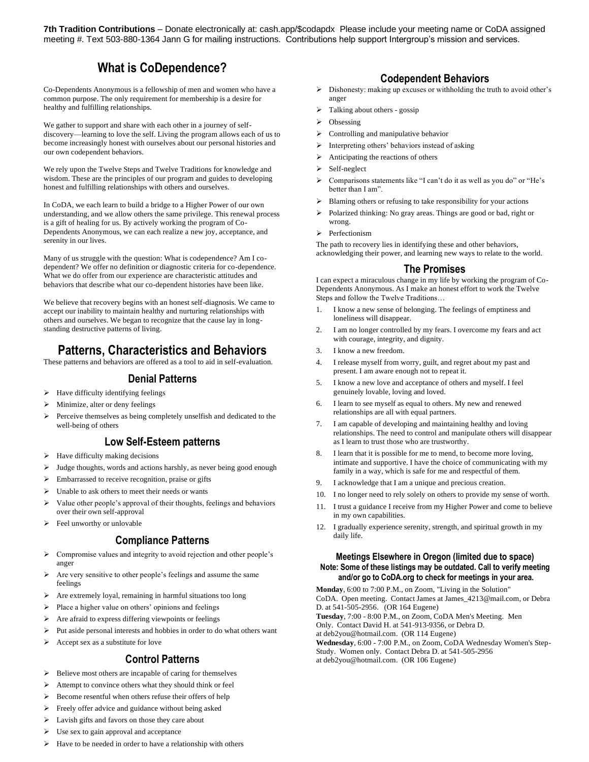**7th Tradition Contributions** – Donate electronically at: cash.app/$codapdx Please include your meeting name or CoDA assigned meeting #. Text 503-880-1364 Jann G for mailing instructions. Contributions help support Intergroup's mission and services.

## What is CoDependence?

Co-Dependents Anonymous is a fellowship of men and women who have a common purpose. The only requirement for membership is a desire for healthy and fulfilling relationships.

We gather to support and share with each other in a journey of self-discovery—learning to love the self. Living the program allows each of us to become increasingly honest with ourselves about our personal histories and our own codependent behaviors.

We rely upon the Twelve Steps and Twelve Traditions for knowledge and wisdom. These are the principles of our program and guides to developing honest and fulfilling relationships with others and ourselves.

In CoDA, we each learn to build a bridge to a Higher Power of our own understanding, and we allow others the same privilege. This renewal process is a gift of healing for us. By actively working the program of Co-Dependents Anonymous, we can each realize a new joy, acceptance, and serenity in our lives.

Many of us struggle with the question: What is codependence? Am I co-dependent? We offer no definition or diagnostic criteria for co-dependence. What we do offer from our experience are characteristic attitudes and behaviors that describe what our co-dependent histories have been like.

We believe that recovery begins with an honest self-diagnosis. We came to accept our inability to maintain healthy and nurturing relationships with others and ourselves. We began to recognize that the cause lay in long-standing destructive patterns of living.

## Patterns, Characteristics and Behaviors

These patterns and behaviors are offered as a tool to aid in self-evaluation.

### Denial Patterns

- Have difficulty identifying feelings
- Minimize, alter or deny feelings
- Perceive themselves as being completely unselfish and dedicated to the well-being of others

### Low Self-Esteem patterns

- Have difficulty making decisions
- Judge thoughts, words and actions harshly, as never being good enough
- Embarrassed to receive recognition, praise or gifts
- Unable to ask others to meet their needs or wants
- Value other people's approval of their thoughts, feelings and behaviors over their own self-approval
- Feel unworthy or unlovable

### Compliance Patterns

- Compromise values and integrity to avoid rejection and other people's anger
- Are very sensitive to other people's feelings and assume the same feelings
- Are extremely loyal, remaining in harmful situations too long
- Place a higher value on others' opinions and feelings
- Are afraid to express differing viewpoints or feelings
- Put aside personal interests and hobbies in order to do what others want
- Accept sex as a substitute for love

### Control Patterns

- Believe most others are incapable of caring for themselves
- Attempt to convince others what they should think or feel
- Become resentful when others refuse their offers of help
- Freely offer advice and guidance without being asked
- Lavish gifts and favors on those they care about
- Use sex to gain approval and acceptance
- Have to be needed in order to have a relationship with others

### Codependent Behaviors

- Dishonesty: making up excuses or withholding the truth to avoid other's anger
- Talking about others - gossip
- Obsessing
- Controlling and manipulative behavior
- Interpreting others' behaviors instead of asking
- Anticipating the reactions of others
- Self-neglect
- Comparisons statements like "I can't do it as well as you do" or "He's better than I am".
- Blaming others or refusing to take responsibility for your actions
- Polarized thinking: No gray areas. Things are good or bad, right or wrong.
- Perfectionism

The path to recovery lies in identifying these and other behaviors, acknowledging their power, and learning new ways to relate to the world.

### The Promises

I can expect a miraculous change in my life by working the program of Co-Dependents Anonymous. As I make an honest effort to work the Twelve Steps and follow the Twelve Traditions…

1. I know a new sense of belonging. The feelings of emptiness and loneliness will disappear.
2. I am no longer controlled by my fears. I overcome my fears and act with courage, integrity, and dignity.
3. I know a new freedom.
4. I release myself from worry, guilt, and regret about my past and present. I am aware enough not to repeat it.
5. I know a new love and acceptance of others and myself. I feel genuinely lovable, loving and loved.
6. I learn to see myself as equal to others. My new and renewed relationships are all with equal partners.
7. I am capable of developing and maintaining healthy and loving relationships. The need to control and manipulate others will disappear as I learn to trust those who are trustworthy.
8. I learn that it is possible for me to mend, to become more loving, intimate and supportive. I have the choice of communicating with my family in a way, which is safe for me and respectful of them.
9. I acknowledge that I am a unique and precious creation.
10. I no longer need to rely solely on others to provide my sense of worth.
11. I trust a guidance I receive from my Higher Power and come to believe in my own capabilities.
12. I gradually experience serenity, strength, and spiritual growth in my daily life.

#### Meetings Elsewhere in Oregon (limited due to space)

**Note: Some of these listings may be outdated. Call to verify meeting and/or go to CoDA.org to check for meetings in your area.**

**Monday**, 6:00 to 7:00 P.M., on Zoom, "Living in the Solution" CoDA. Open meeting. Contact James at James_4213@mail.com, or Debra D. at 541-505-2956. (OR 164 Eugene)

**Tuesday**, 7:00 - 8:00 P.M., on Zoom, CoDA Men's Meeting. Men Only. Contact David H. at 541-913-9356, or Debra D. at deb2you@hotmail.com. (OR 114 Eugene)

**Wednesday**, 6:00 - 7:00 P.M., on Zoom, CoDA Wednesday Women's Step-Study. Women only. Contact Debra D. at 541-505-2956 at deb2you@hotmail.com. (OR 106 Eugene)